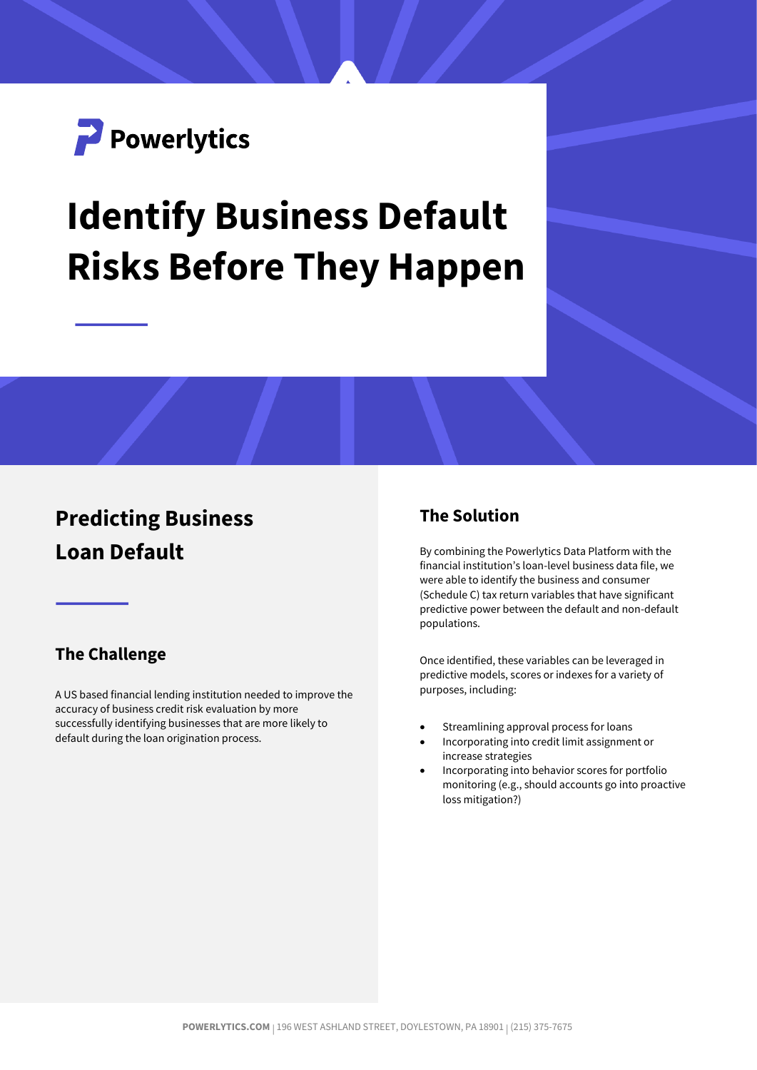Powerlytics

# Identify Business Default Risks Before They Happen

## Predicting Business Loan Default

### The Challenge

A US based financial lending institution needed to improve the accuracy of business credit risk evaluation by more successfully identifying businesses that are more likely to default during the loan origination process.

### The Solution

By combining the Powerlytics Data Platform with the financial institution's loan-level business data file, we were able to identify the business and consumer (Schedule C) tax return variables that have significant predictive power between the default and non-default populations.

Once identified, these variables can be leveraged in predictive models, scores or indexes for a variety of purposes, including:

- Streamlining approval process for loans
- Incorporating into credit limit assignment or increase strategies
- Incorporating into behavior scores for portfolio monitoring (e.g., should accounts go into proactive loss mitigation?)

**POWERLYTICS.COM** | 196 WEST ASHLAND STREET, DOYLESTOWN, PA 18901 | (215) 375-7675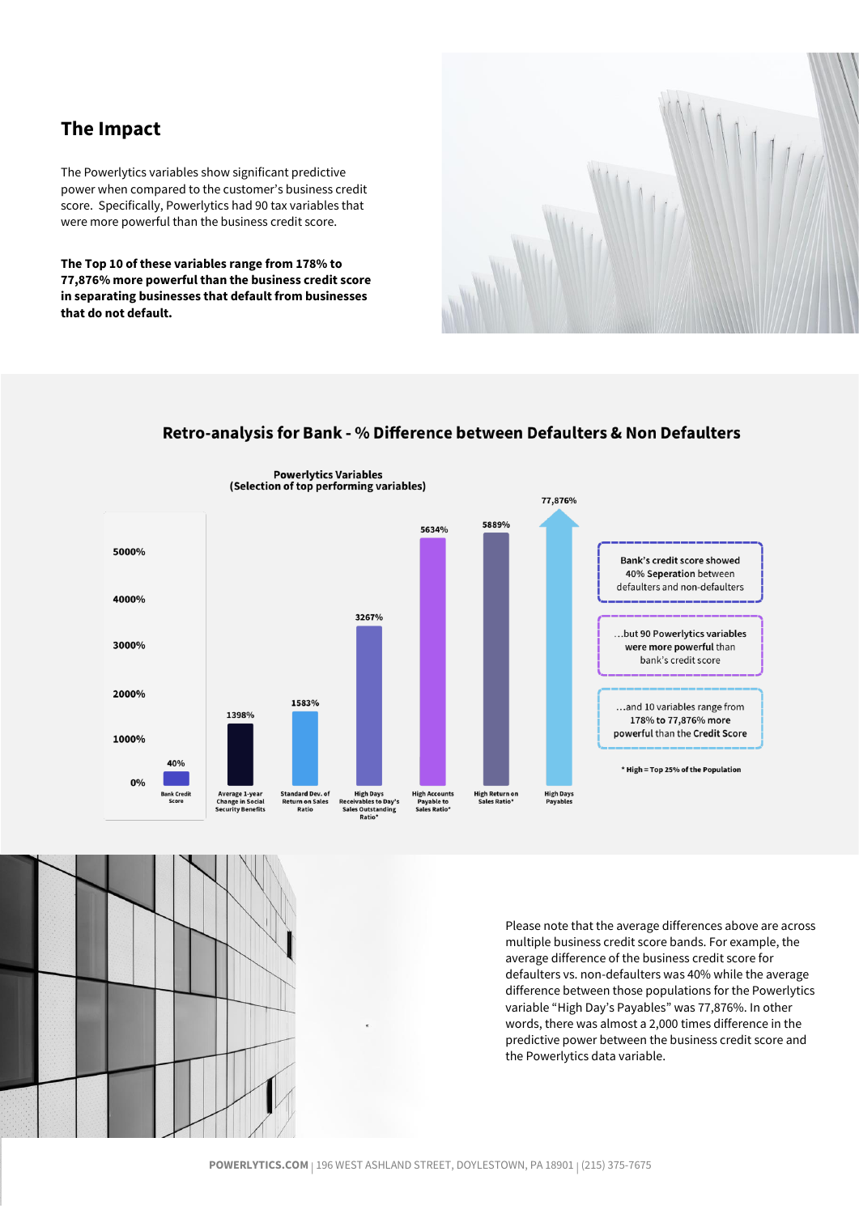## The Impact

The Powerlytics variables show significant predictive power when compared to the customer's business credit score. Specifically, Powerlytics had 90 tax variables that were more powerful than the business credit score.

**The Top 10 of these variables range from 178% to 77,876% more powerful than the business credit score in separating businesses that default from businesses that do not default.**

### Retro-analysis for Bank - % Difference between Defaulters & Non Defaulters

Powerlytics Variables
(Selection of top performing variables)

5000%
4000%
3000%
2000%
1000%
0%

40%
Bank Credit Score

1398%
Average 1-year Change in Social Security Benefits

1583%
Standard Dev. of Return on Sales Ratio

3267%
High Days Receivables to Day's Sales Outstanding Ratio*

5634%
High Accounts Payable to Sales Ratio*

5889%
High Return on Sales Ratio*

77,876%
High Days Payables

Bank's credit score showed 40% Seperation between defaulters and non-defaulters

...but 90 Powerlytics variables were more powerful than bank's credit score

...and 10 variables range from 178% to 77,876% more powerful than the Credit Score

* High = Top 25% of the Population

Please note that the average differences above are across multiple business credit score bands. For example, the average difference of the business credit score for defaulters vs. non-defaulters was 40% while the average difference between those populations for the Powerlytics variable "High Day's Payables" was 77,876%. In other words, there was almost a 2,000 times difference in the predictive power between the business credit score and the Powerlytics data variable.

**POWERLYTICS.COM** | 196 WEST ASHLAND STREET, DOYLESTOWN, PA 18901 | (215) 375-7675